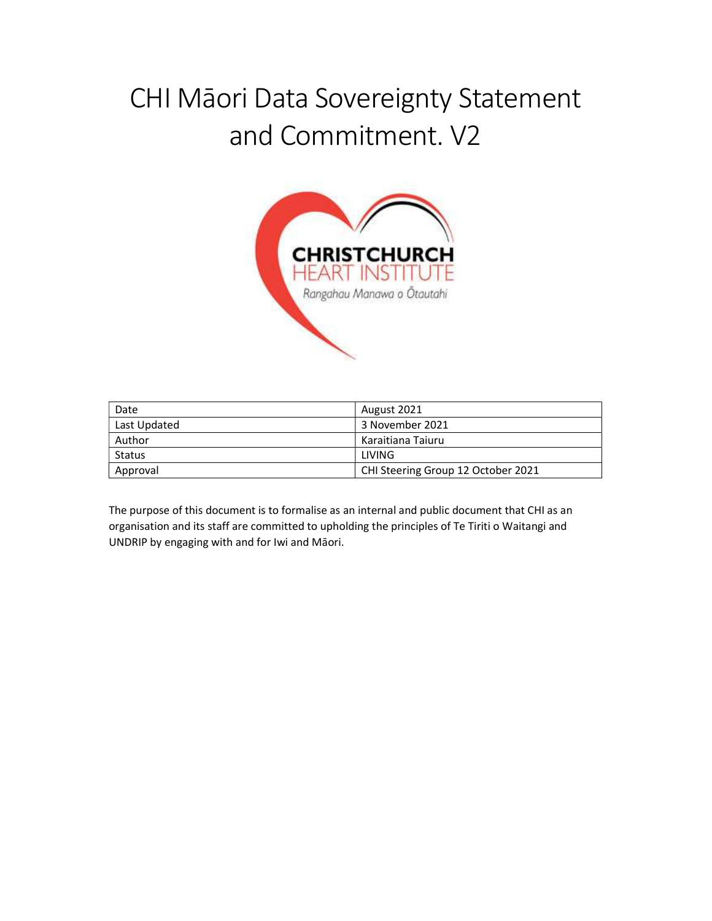# CHI Māori Data Sovereignty Statement and Commitment. V2

CHRISTCHURCH HEART INSTITUTE

*Rangahau Manawa o Ōtautahi*

| Date | August 2021 |
|---|---|
| Last Updated | 3 November 2021 |
| Author | Karaitiana Taiuru |
| Status | LIVING |
| Approval | CHI Steering Group 12 October 2021 |

The purpose of this document is to formalise as an internal and public document that CHI as an organisation and its staff are committed to upholding the principles of Te Tiriti o Waitangi and UNDRIP by engaging with and for Iwi and Māori.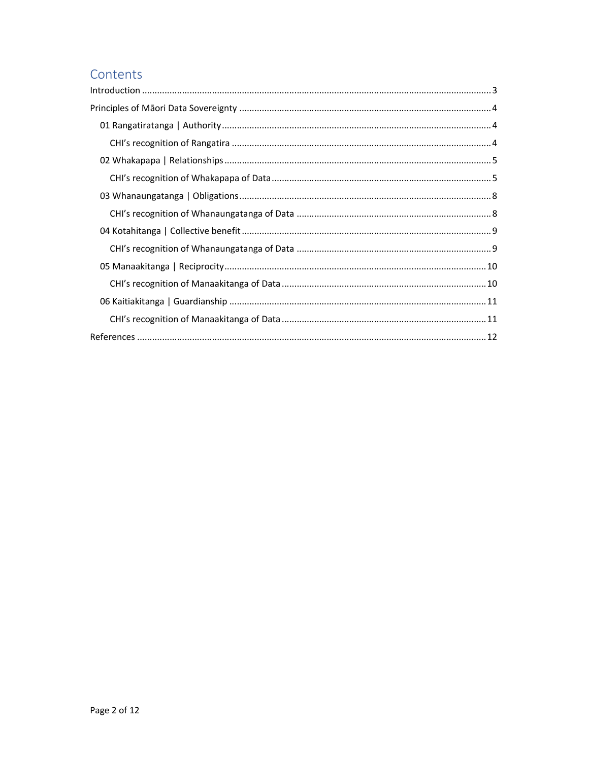# Contents

Introduction ....................................................................................................................................... 3

Principles of Māori Data Sovereignty .................................................................................................. 4

- 01 Rangatiratanga | Authority ........................................................................................................ 4
  - CHI's recognition of Rangatira ..................................................................................................... 4
- 02 Whakapapa | Relationships ........................................................................................................ 5
  - CHI's recognition of Whakapapa of Data ...................................................................................... 5
- 03 Whanaungatanga | Obligations ................................................................................................... 8
  - CHI's recognition of Whanaungatanga of Data ............................................................................ 8
- 04 Kotahitanga | Collective benefit .................................................................................................. 9
  - CHI's recognition of Whanaungatanga of Data ............................................................................ 9
- 05 Manaakitanga | Reciprocity ....................................................................................................... 10
  - CHI's recognition of Manaakitanga of Data ................................................................................ 10
- 06 Kaitiakitanga | Guardianship ..................................................................................................... 11
  - CHI's recognition of Manaakitanga of Data ................................................................................ 11

References ....................................................................................................................................... 12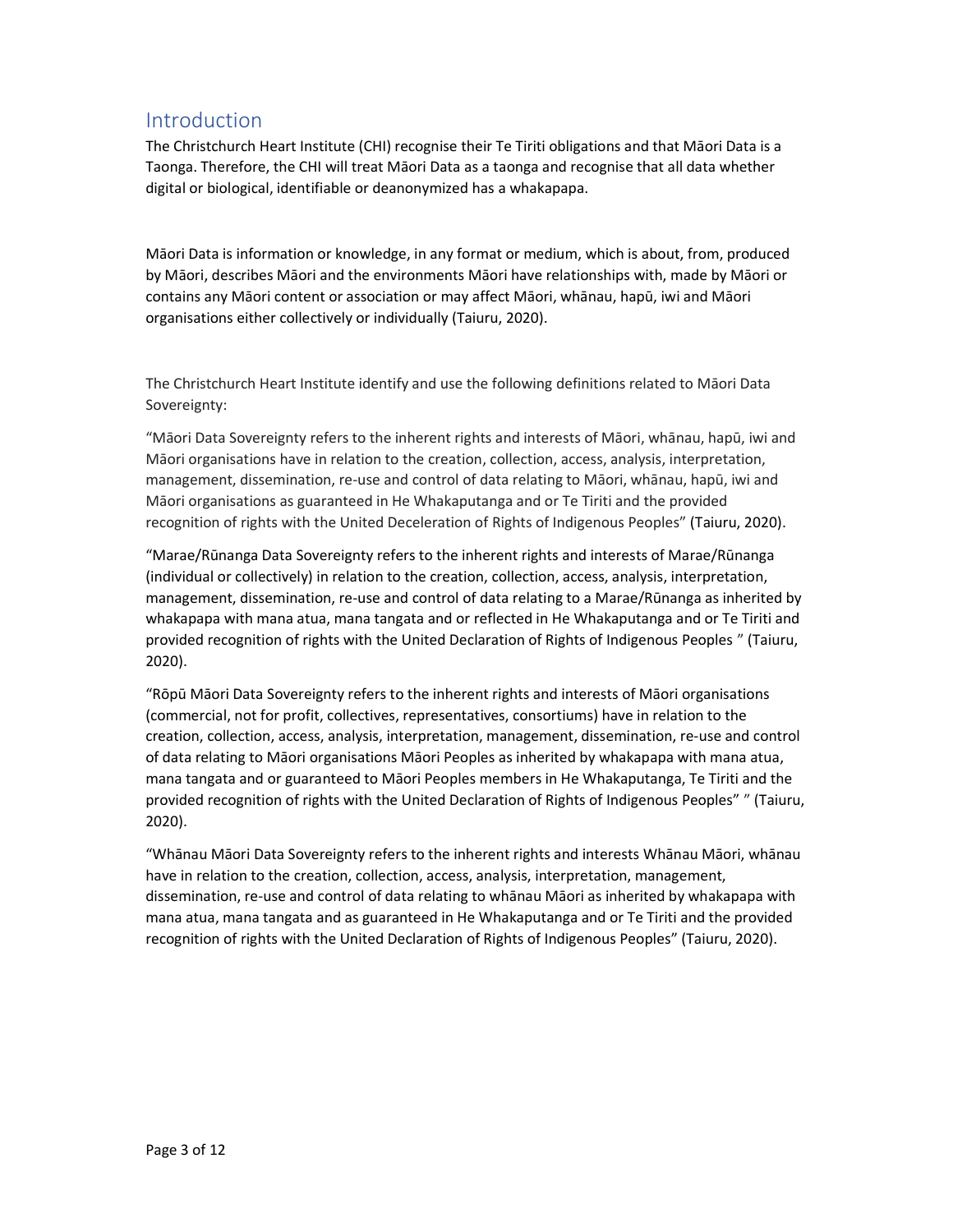## Introduction

The Christchurch Heart Institute (CHI) recognise their Te Tiriti obligations and that Māori Data is a Taonga. Therefore, the CHI will treat Māori Data as a taonga and recognise that all data whether digital or biological, identifiable or deanonymized has a whakapapa.

Māori Data is information or knowledge, in any format or medium, which is about, from, produced by Māori, describes Māori and the environments Māori have relationships with, made by Māori or contains any Māori content or association or may affect Māori, whānau, hapū, iwi and Māori organisations either collectively or individually (Taiuru, 2020).

The Christchurch Heart Institute identify and use the following definitions related to Māori Data Sovereignty:

"Māori Data Sovereignty refers to the inherent rights and interests of Māori, whānau, hapū, iwi and Māori organisations have in relation to the creation, collection, access, analysis, interpretation, management, dissemination, re-use and control of data relating to Māori, whānau, hapū, iwi and Māori organisations as guaranteed in He Whakaputanga and or Te Tiriti and the provided recognition of rights with the United Deceleration of Rights of Indigenous Peoples" (Taiuru, 2020).

"Marae/Rūnanga Data Sovereignty refers to the inherent rights and interests of Marae/Rūnanga (individual or collectively) in relation to the creation, collection, access, analysis, interpretation, management, dissemination, re-use and control of data relating to a Marae/Rūnanga as inherited by whakapapa with mana atua, mana tangata and or reflected in He Whakaputanga and or Te Tiriti and provided recognition of rights with the United Declaration of Rights of Indigenous Peoples " (Taiuru, 2020).

"Rōpū Māori Data Sovereignty refers to the inherent rights and interests of Māori organisations (commercial, not for profit, collectives, representatives, consortiums) have in relation to the creation, collection, access, analysis, interpretation, management, dissemination, re-use and control of data relating to Māori organisations Māori Peoples as inherited by whakapapa with mana atua, mana tangata and or guaranteed to Māori Peoples members in He Whakaputanga, Te Tiriti and the provided recognition of rights with the United Declaration of Rights of Indigenous Peoples" " (Taiuru, 2020).

"Whānau Māori Data Sovereignty refers to the inherent rights and interests Whānau Māori, whānau have in relation to the creation, collection, access, analysis, interpretation, management, dissemination, re-use and control of data relating to whānau Māori as inherited by whakapapa with mana atua, mana tangata and as guaranteed in He Whakaputanga and or Te Tiriti and the provided recognition of rights with the United Declaration of Rights of Indigenous Peoples" (Taiuru, 2020).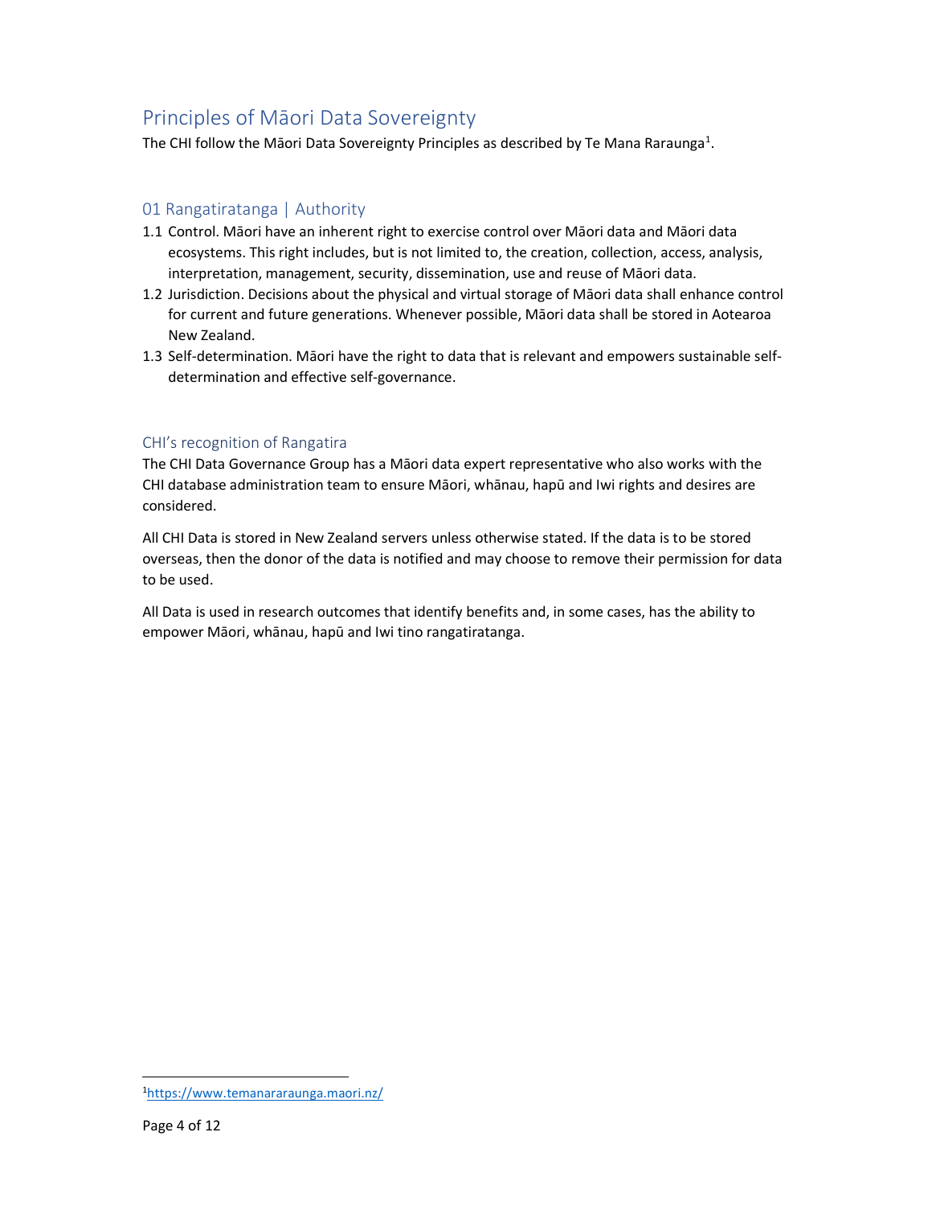## Principles of Māori Data Sovereignty

The CHI follow the Māori Data Sovereignty Principles as described by Te Mana Raraunga[1].

### 01 Rangatiratanga | Authority

1.1 Control. Māori have an inherent right to exercise control over Māori data and Māori data ecosystems. This right includes, but is not limited to, the creation, collection, access, analysis, interpretation, management, security, dissemination, use and reuse of Māori data.

1.2 Jurisdiction. Decisions about the physical and virtual storage of Māori data shall enhance control for current and future generations. Whenever possible, Māori data shall be stored in Aotearoa New Zealand.

1.3 Self-determination. Māori have the right to data that is relevant and empowers sustainable self-determination and effective self-governance.

### CHI's recognition of Rangatira

The CHI Data Governance Group has a Māori data expert representative who also works with the CHI database administration team to ensure Māori, whānau, hapū and Iwi rights and desires are considered.

All CHI Data is stored in New Zealand servers unless otherwise stated. If the data is to be stored overseas, then the donor of the data is notified and may choose to remove their permission for data to be used.

All Data is used in research outcomes that identify benefits and, in some cases, has the ability to empower Māori, whānau, hapū and Iwi tino rangatiratanga.

---

[1] https://www.temanararaunga.maori.nz/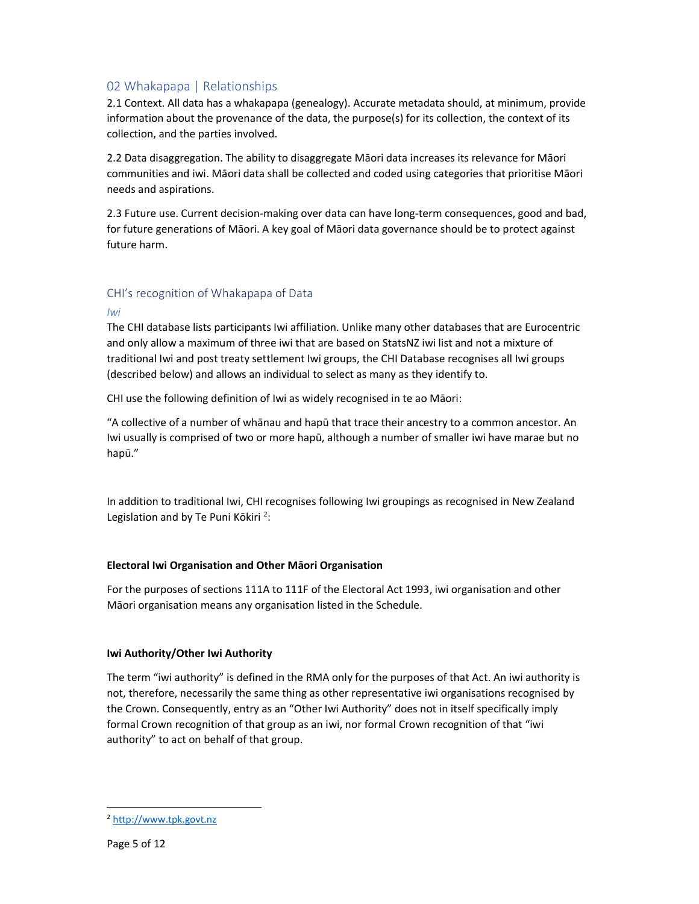## 02 Whakapapa | Relationships

2.1 Context. All data has a whakapapa (genealogy). Accurate metadata should, at minimum, provide information about the provenance of the data, the purpose(s) for its collection, the context of its collection, and the parties involved.

2.2 Data disaggregation. The ability to disaggregate Māori data increases its relevance for Māori communities and iwi. Māori data shall be collected and coded using categories that prioritise Māori needs and aspirations.

2.3 Future use. Current decision-making over data can have long-term consequences, good and bad, for future generations of Māori. A key goal of Māori data governance should be to protect against future harm.

## CHI's recognition of Whakapapa of Data

### *Iwi*

The CHI database lists participants Iwi affiliation. Unlike many other databases that are Eurocentric and only allow a maximum of three iwi that are based on StatsNZ iwi list and not a mixture of traditional Iwi and post treaty settlement Iwi groups, the CHI Database recognises all Iwi groups (described below) and allows an individual to select as many as they identify to.

CHI use the following definition of Iwi as widely recognised in te ao Māori:

"A collective of a number of whānau and hapū that trace their ancestry to a common ancestor. An Iwi usually is comprised of two or more hapū, although a number of smaller iwi have marae but no hapū."

In addition to traditional Iwi, CHI recognises following Iwi groupings as recognised in New Zealand Legislation and by Te Puni Kōkiri [2]:

**Electoral Iwi Organisation and Other Māori Organisation**

For the purposes of sections 111A to 111F of the Electoral Act 1993, iwi organisation and other Māori organisation means any organisation listed in the Schedule.

**Iwi Authority/Other Iwi Authority**

The term "iwi authority" is defined in the RMA only for the purposes of that Act. An iwi authority is not, therefore, necessarily the same thing as other representative iwi organisations recognised by the Crown. Consequently, entry as an "Other Iwi Authority" does not in itself specifically imply formal Crown recognition of that group as an iwi, nor formal Crown recognition of that "iwi authority" to act on behalf of that group.

[2] http://www.tpk.govt.nz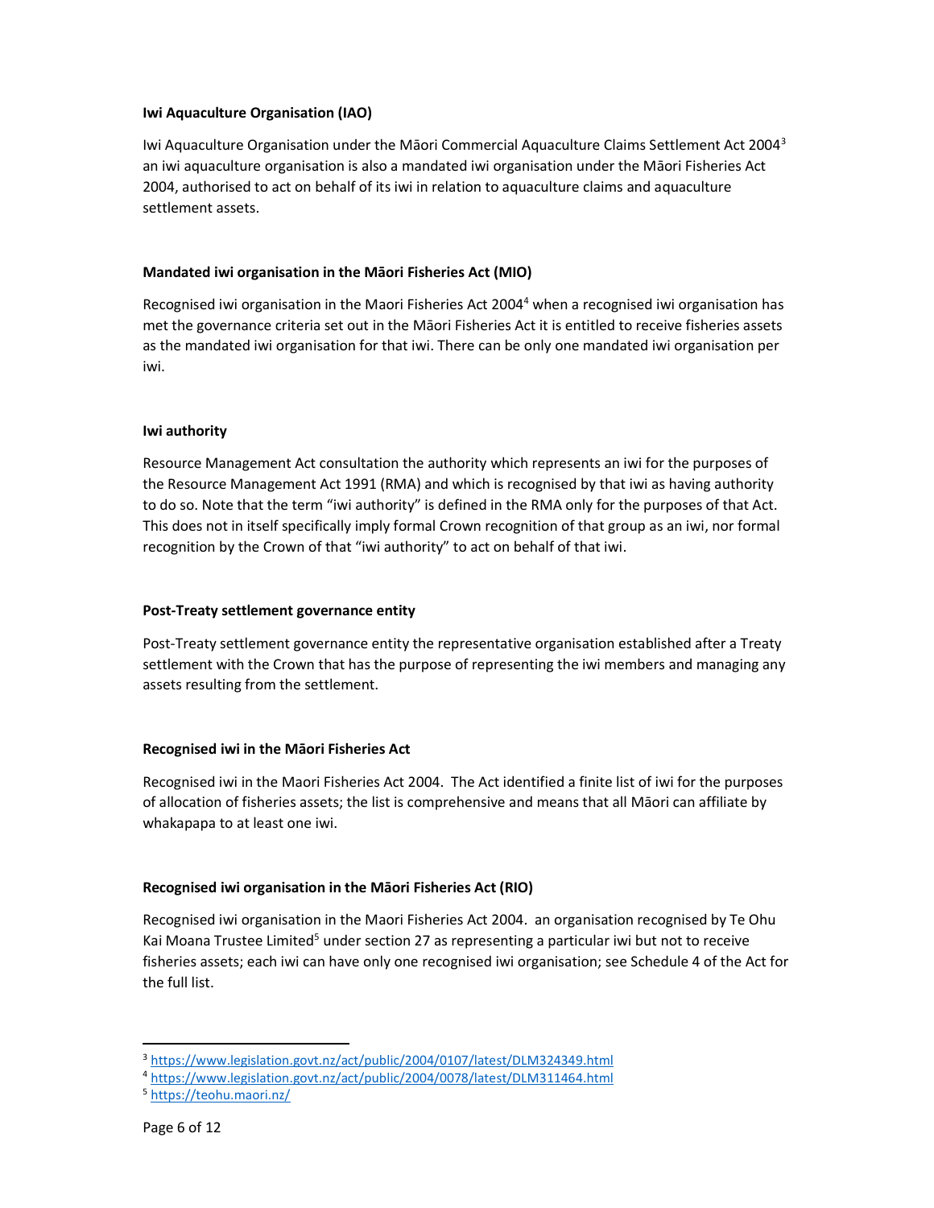**Iwi Aquaculture Organisation (IAO)**

Iwi Aquaculture Organisation under the Māori Commercial Aquaculture Claims Settlement Act 2004[3] an iwi aquaculture organisation is also a mandated iwi organisation under the Māori Fisheries Act 2004, authorised to act on behalf of its iwi in relation to aquaculture claims and aquaculture settlement assets.

**Mandated iwi organisation in the Māori Fisheries Act (MIO)**

Recognised iwi organisation in the Maori Fisheries Act 2004[4] when a recognised iwi organisation has met the governance criteria set out in the Māori Fisheries Act it is entitled to receive fisheries assets as the mandated iwi organisation for that iwi. There can be only one mandated iwi organisation per iwi.

**Iwi authority**

Resource Management Act consultation the authority which represents an iwi for the purposes of the Resource Management Act 1991 (RMA) and which is recognised by that iwi as having authority to do so. Note that the term "iwi authority" is defined in the RMA only for the purposes of that Act. This does not in itself specifically imply formal Crown recognition of that group as an iwi, nor formal recognition by the Crown of that "iwi authority" to act on behalf of that iwi.

**Post-Treaty settlement governance entity**

Post-Treaty settlement governance entity the representative organisation established after a Treaty settlement with the Crown that has the purpose of representing the iwi members and managing any assets resulting from the settlement.

**Recognised iwi in the Māori Fisheries Act**

Recognised iwi in the Maori Fisheries Act 2004. The Act identified a finite list of iwi for the purposes of allocation of fisheries assets; the list is comprehensive and means that all Māori can affiliate by whakapapa to at least one iwi.

**Recognised iwi organisation in the Māori Fisheries Act (RIO)**

Recognised iwi organisation in the Maori Fisheries Act 2004. an organisation recognised by Te Ohu Kai Moana Trustee Limited[5] under section 27 as representing a particular iwi but not to receive fisheries assets; each iwi can have only one recognised iwi organisation; see Schedule 4 of the Act for the full list.

---

[3] https://www.legislation.govt.nz/act/public/2004/0107/latest/DLM324349.html

[4] https://www.legislation.govt.nz/act/public/2004/0078/latest/DLM311464.html

[5] https://teohu.maori.nz/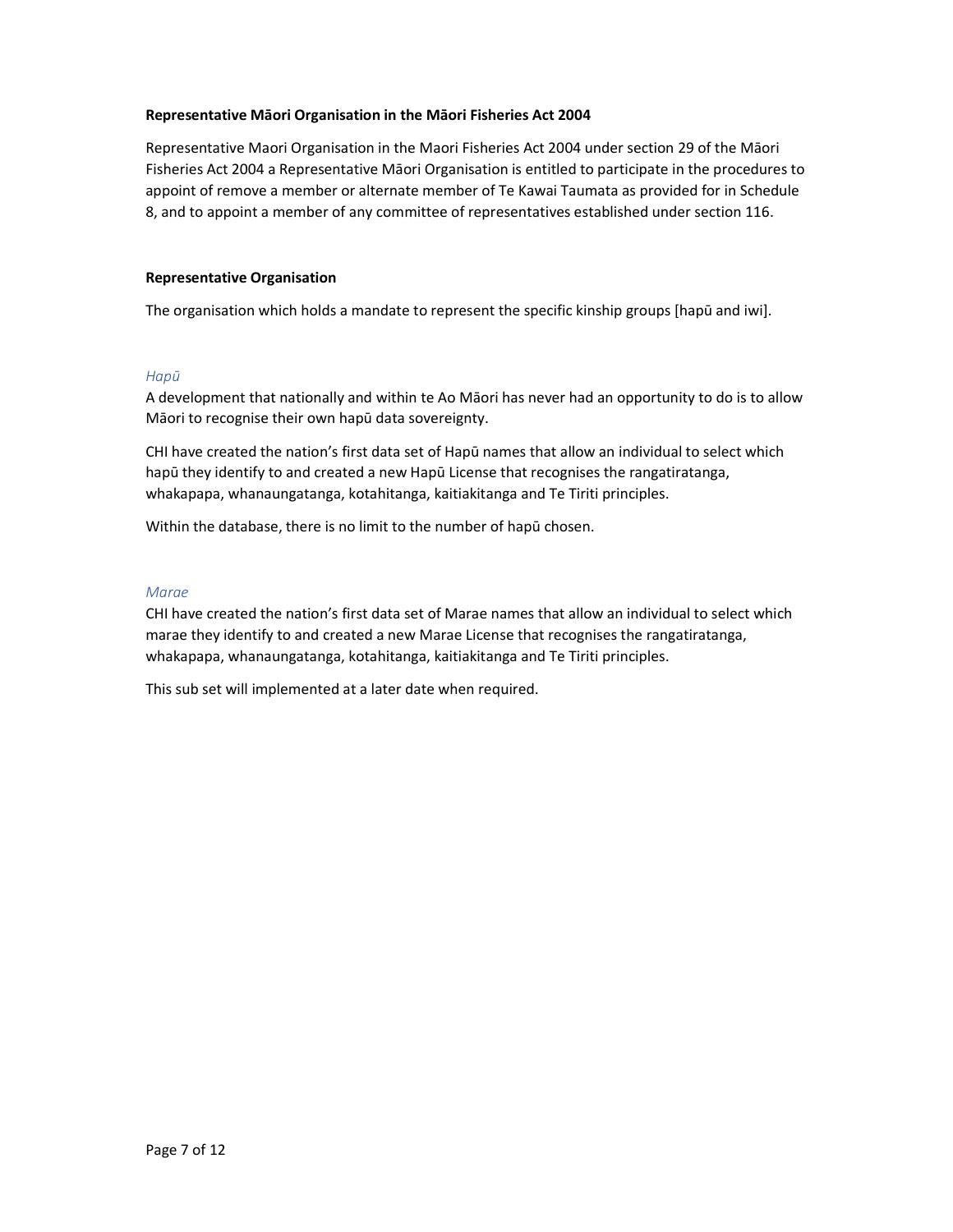**Representative Māori Organisation in the Māori Fisheries Act 2004**

Representative Maori Organisation in the Maori Fisheries Act 2004 under section 29 of the Māori Fisheries Act 2004 a Representative Māori Organisation is entitled to participate in the procedures to appoint of remove a member or alternate member of Te Kawai Taumata as provided for in Schedule 8, and to appoint a member of any committee of representatives established under section 116.

**Representative Organisation**

The organisation which holds a mandate to represent the specific kinship groups [hapū and iwi].

*Hapū*

A development that nationally and within te Ao Māori has never had an opportunity to do is to allow Māori to recognise their own hapū data sovereignty.

CHI have created the nation's first data set of Hapū names that allow an individual to select which hapū they identify to and created a new Hapū License that recognises the rangatiratanga, whakapapa, whanaungatanga, kotahitanga, kaitiakitanga and Te Tiriti principles.

Within the database, there is no limit to the number of hapū chosen.

*Marae*

CHI have created the nation's first data set of Marae names that allow an individual to select which marae they identify to and created a new Marae License that recognises the rangatiratanga, whakapapa, whanaungatanga, kotahitanga, kaitiakitanga and Te Tiriti principles.

This sub set will implemented at a later date when required.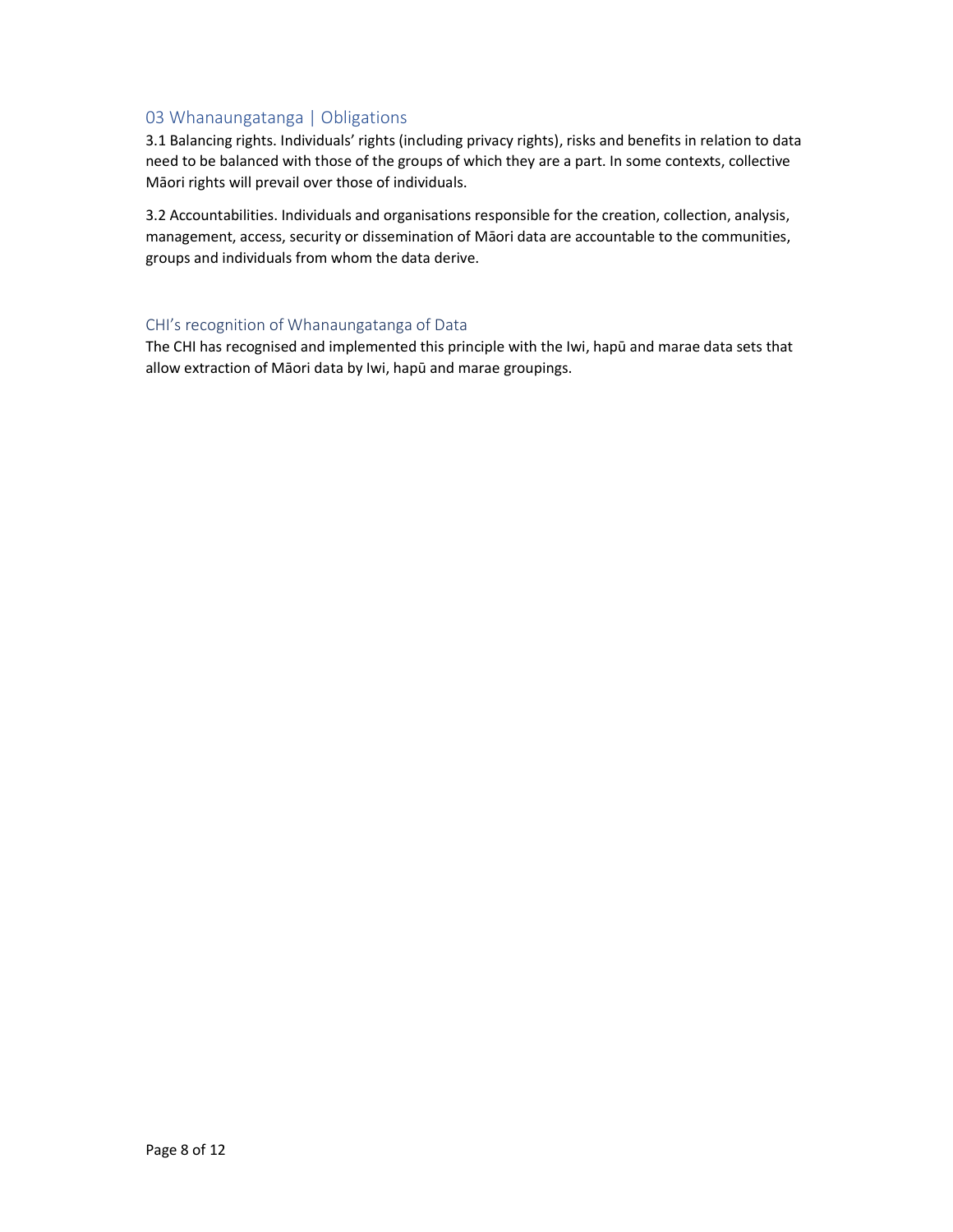## 03 Whanaungatanga | Obligations

3.1 Balancing rights. Individuals' rights (including privacy rights), risks and benefits in relation to data need to be balanced with those of the groups of which they are a part. In some contexts, collective Māori rights will prevail over those of individuals.

3.2 Accountabilities. Individuals and organisations responsible for the creation, collection, analysis, management, access, security or dissemination of Māori data are accountable to the communities, groups and individuals from whom the data derive.

### CHI's recognition of Whanaungatanga of Data

The CHI has recognised and implemented this principle with the Iwi, hapū and marae data sets that allow extraction of Māori data by Iwi, hapū and marae groupings.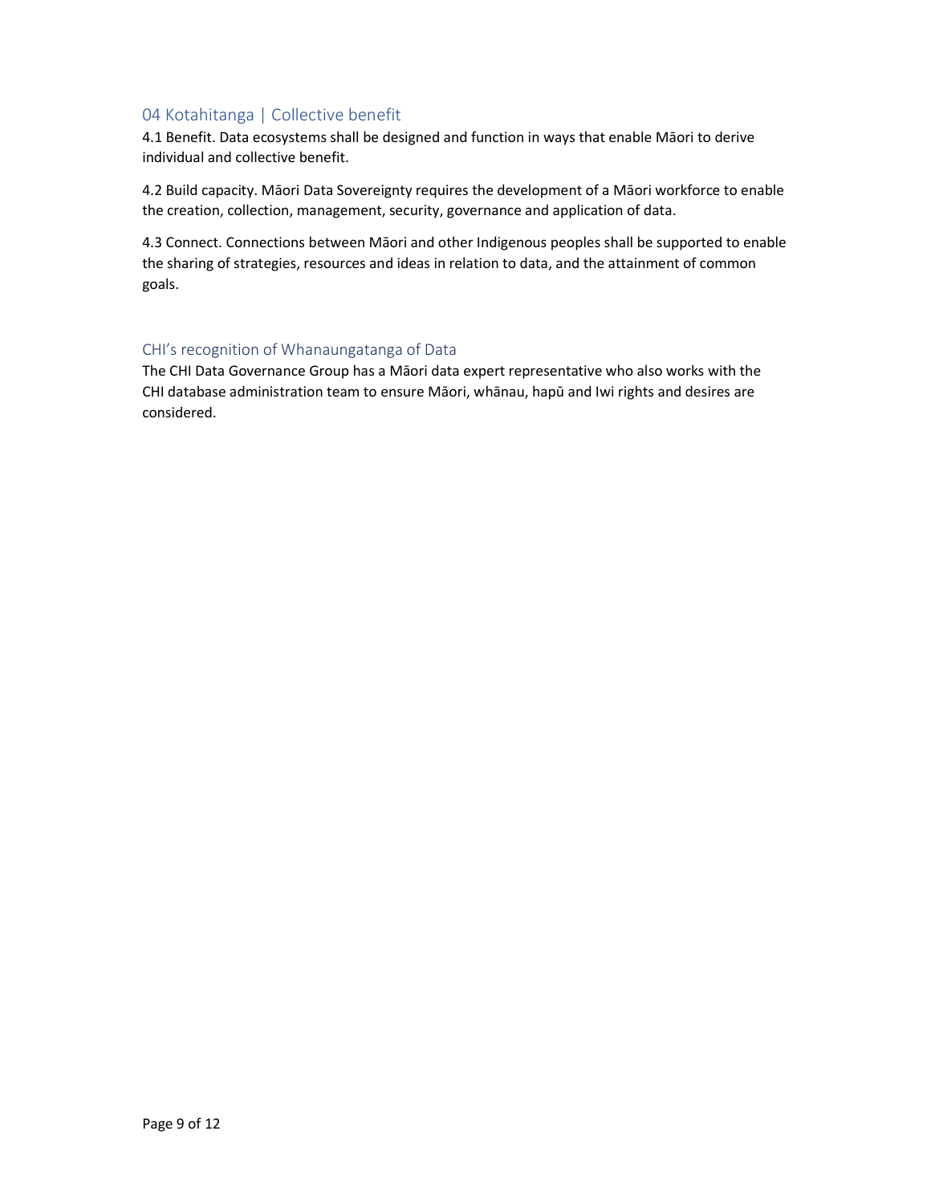## 04 Kotahitanga | Collective benefit

4.1 Benefit. Data ecosystems shall be designed and function in ways that enable Māori to derive individual and collective benefit.

4.2 Build capacity. Māori Data Sovereignty requires the development of a Māori workforce to enable the creation, collection, management, security, governance and application of data.

4.3 Connect. Connections between Māori and other Indigenous peoples shall be supported to enable the sharing of strategies, resources and ideas in relation to data, and the attainment of common goals.

## CHI's recognition of Whanaungatanga of Data

The CHI Data Governance Group has a Māori data expert representative who also works with the CHI database administration team to ensure Māori, whānau, hapū and Iwi rights and desires are considered.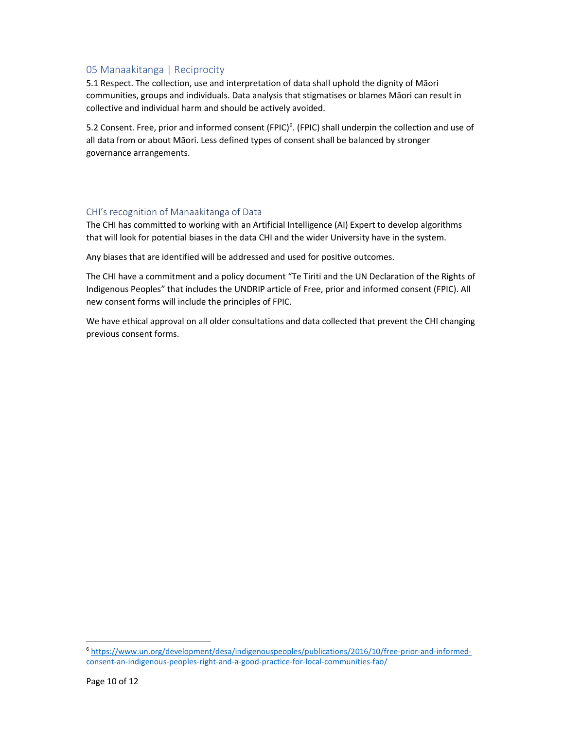## 05 Manaakitanga | Reciprocity

5.1 Respect. The collection, use and interpretation of data shall uphold the dignity of Māori communities, groups and individuals. Data analysis that stigmatises or blames Māori can result in collective and individual harm and should be actively avoided.

5.2 Consent. Free, prior and informed consent (FPIC)[6]. (FPIC) shall underpin the collection and use of all data from or about Māori. Less defined types of consent shall be balanced by stronger governance arrangements.

### CHI's recognition of Manaakitanga of Data

The CHI has committed to working with an Artificial Intelligence (AI) Expert to develop algorithms that will look for potential biases in the data CHI and the wider University have in the system.

Any biases that are identified will be addressed and used for positive outcomes.

The CHI have a commitment and a policy document "Te Tiriti and the UN Declaration of the Rights of Indigenous Peoples" that includes the UNDRIP article of Free, prior and informed consent (FPIC). All new consent forms will include the principles of FPIC.

We have ethical approval on all older consultations and data collected that prevent the CHI changing previous consent forms.

---

[6] https://www.un.org/development/desa/indigenouspeoples/publications/2016/10/free-prior-and-informed-consent-an-indigenous-peoples-right-and-a-good-practice-for-local-communities-fao/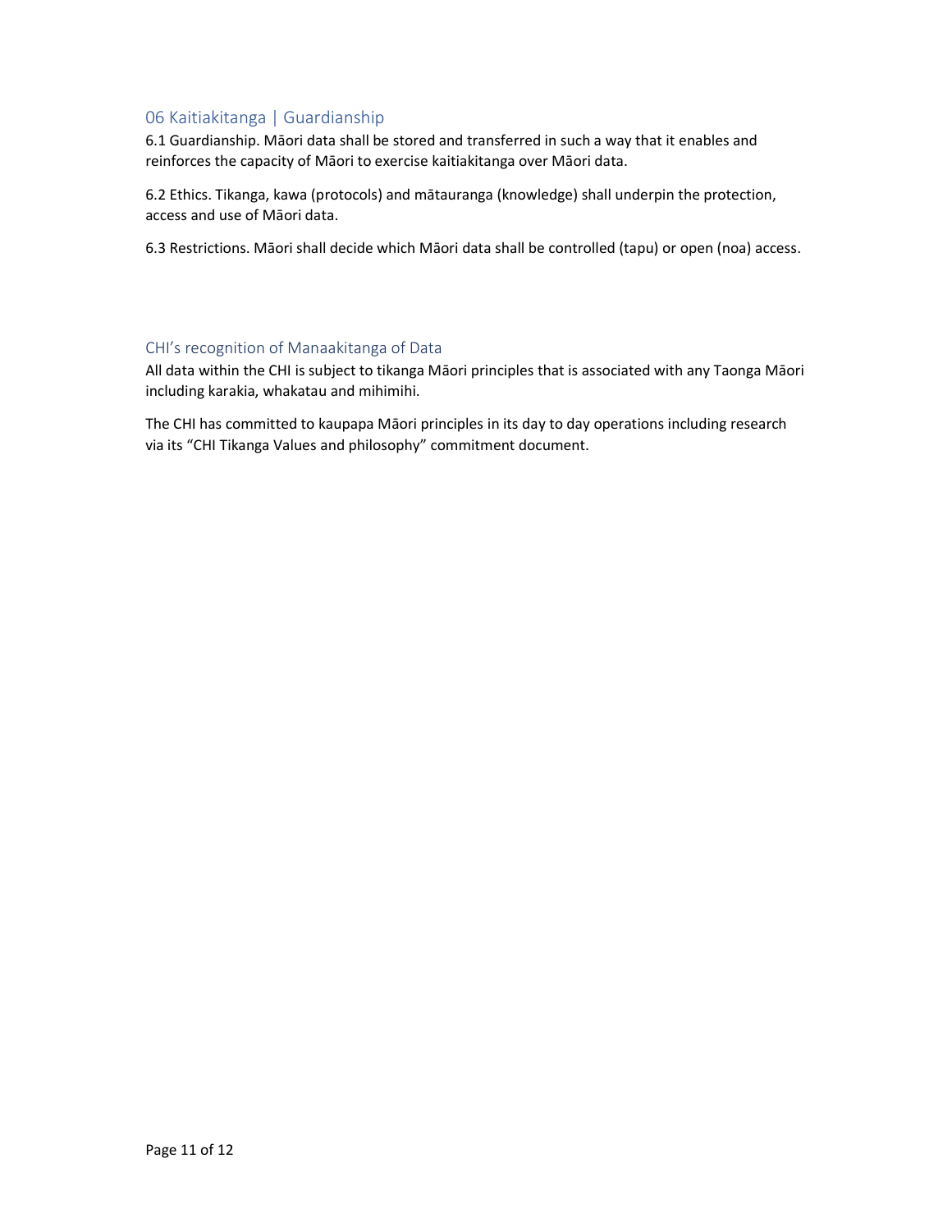## 06 Kaitiakitanga | Guardianship

6.1 Guardianship. Māori data shall be stored and transferred in such a way that it enables and reinforces the capacity of Māori to exercise kaitiakitanga over Māori data.

6.2 Ethics. Tikanga, kawa (protocols) and mātauranga (knowledge) shall underpin the protection, access and use of Māori data.

6.3 Restrictions. Māori shall decide which Māori data shall be controlled (tapu) or open (noa) access.

## CHI's recognition of Manaakitanga of Data

All data within the CHI is subject to tikanga Māori principles that is associated with any Taonga Māori including karakia, whakatau and mihimihi.

The CHI has committed to kaupapa Māori principles in its day to day operations including research via its "CHI Tikanga Values and philosophy" commitment document.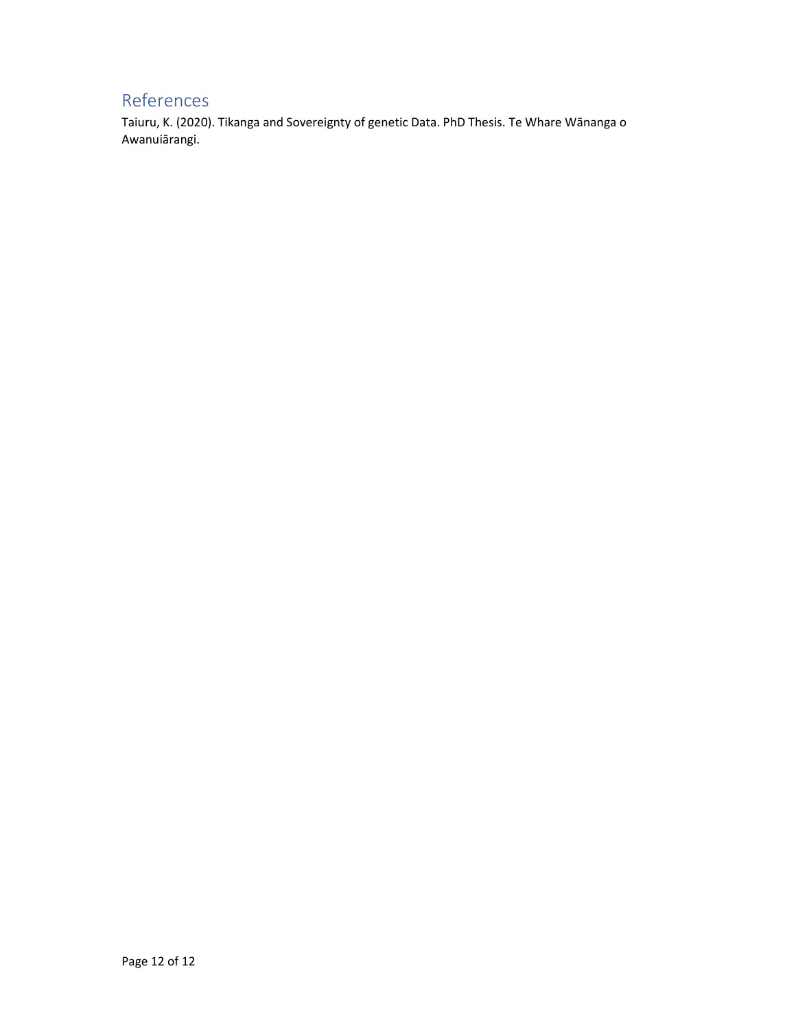## References

Taiuru, K. (2020). Tikanga and Sovereignty of genetic Data. PhD Thesis. Te Whare Wānanga o Awanuiārangi.